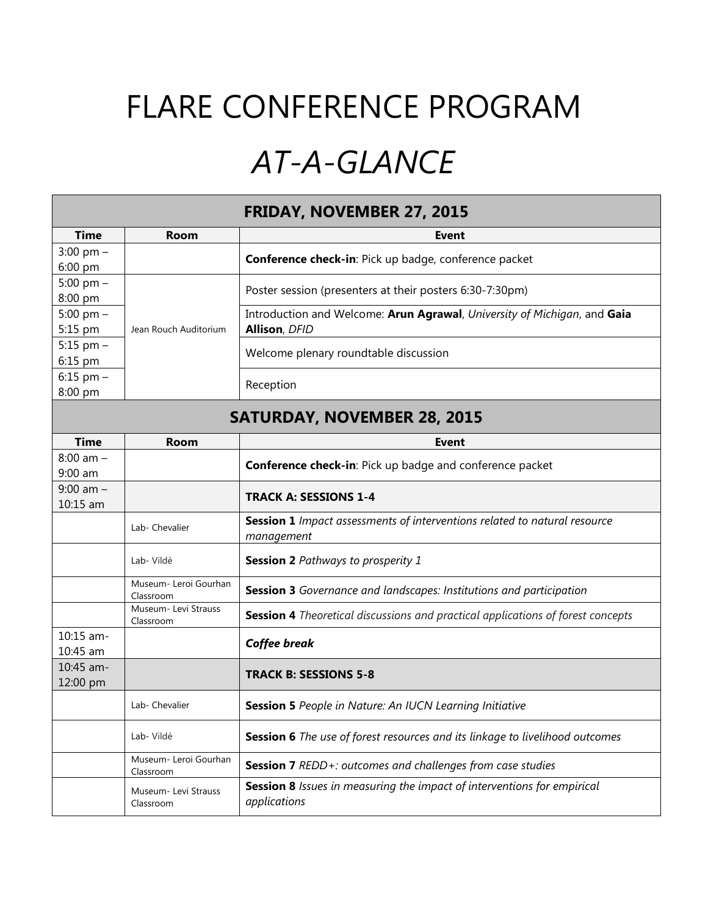# FLARE CONFERENCE PROGRAM

# *AT-A-GLANCE*

| FRIDAY, NOVEMBER 27, 2015 | | |
|---|---|---|
| **Time** | **Room** | **Event** |
| 3:00 pm – 6:00 pm | | **Conference check-in**: Pick up badge, conference packet |
| 5:00 pm – 8:00 pm | Jean Rouch Auditorium | Poster session (presenters at their posters 6:30-7:30pm) |
| 5:00 pm – 5:15 pm | Jean Rouch Auditorium | Introduction and Welcome: **Arun Agrawal**, *University of Michigan*, and **Gaia Allison**, *DFID* |
| 5:15 pm – 6:15 pm | Jean Rouch Auditorium | Welcome plenary roundtable discussion |
| 6:15 pm – 8:00 pm | Jean Rouch Auditorium | Reception |

| SATURDAY, NOVEMBER 28, 2015 | | |
|---|---|---|
| **Time** | **Room** | **Event** |
| 8:00 am – 9:00 am | | **Conference check-in**: Pick up badge and conference packet |
| 9:00 am – 10:15 am | | **TRACK A: SESSIONS 1-4** |
| | Lab- Chevalier | **Session 1** *Impact assessments of interventions related to natural resource management* |
| | Lab- Vildé | **Session 2** *Pathways to prosperity 1* |
| | Museum- Leroi Gourhan Classroom | **Session 3** *Governance and landscapes: Institutions and participation* |
| | Museum- Levi Strauss Classroom | **Session 4** *Theoretical discussions and practical applications of forest concepts* |
| 10:15 am- 10:45 am | | ***Coffee break*** |
| 10:45 am- 12:00 pm | | **TRACK B: SESSIONS 5-8** |
| | Lab- Chevalier | **Session 5** *People in Nature: An IUCN Learning Initiative* |
| | Lab- Vildé | **Session 6** *The use of forest resources and its linkage to livelihood outcomes* |
| | Museum- Leroi Gourhan Classroom | **Session 7** *REDD+: outcomes and challenges from case studies* |
| | Museum- Levi Strauss Classroom | **Session 8** *Issues in measuring the impact of interventions for empirical applications* |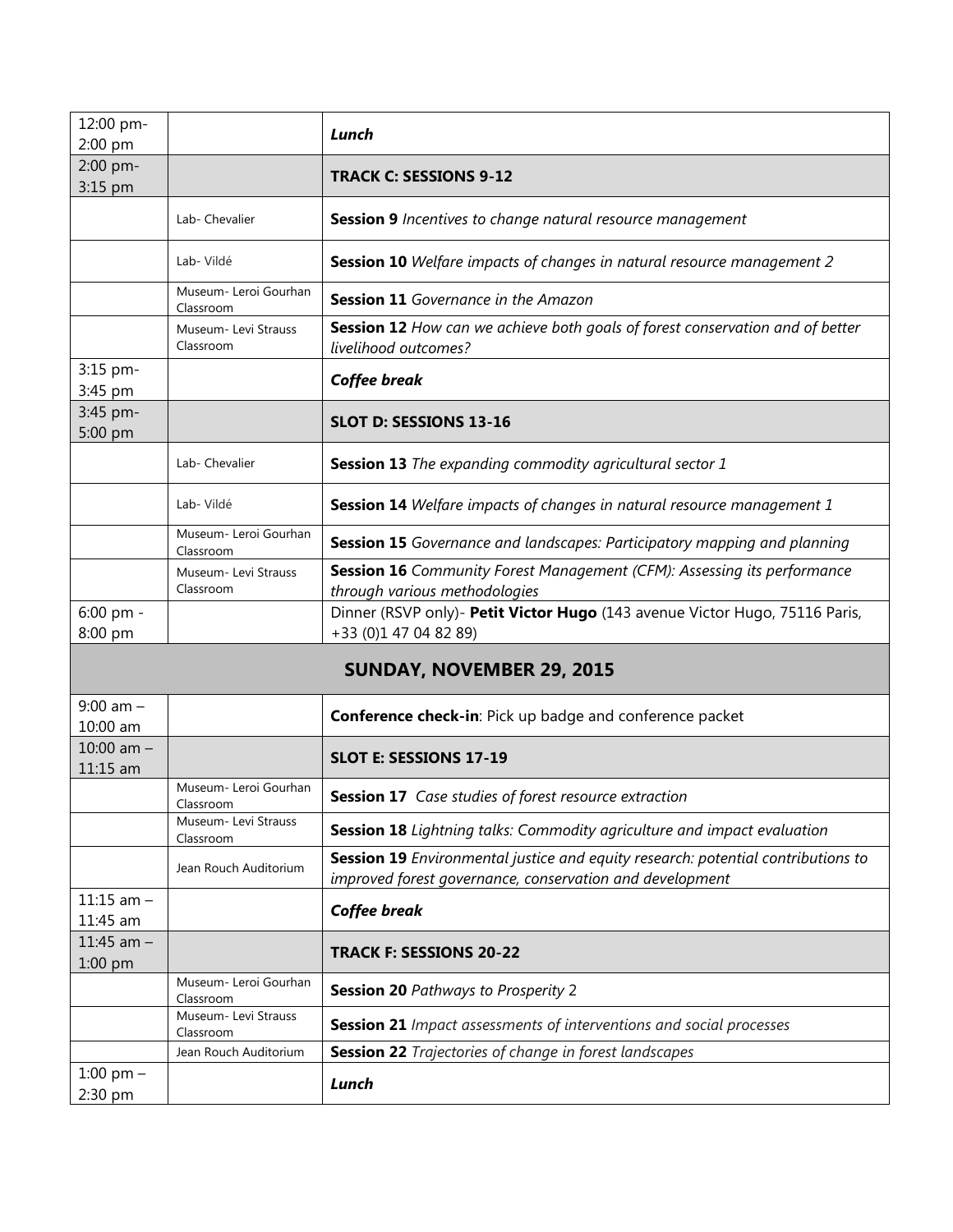| | | |
|---|---|---|
| 12:00 pm- 2:00 pm | | ***Lunch*** |
| 2:00 pm- 3:15 pm | | **TRACK C: SESSIONS 9-12** |
| | Lab- Chevalier | **Session 9** *Incentives to change natural resource management* |
| | Lab- Vildé | **Session 10** *Welfare impacts of changes in natural resource management 2* |
| | Museum- Leroi Gourhan Classroom | **Session 11** *Governance in the Amazon* |
| | Museum- Levi Strauss Classroom | **Session 12** *How can we achieve both goals of forest conservation and of better livelihood outcomes?* |
| 3:15 pm- 3:45 pm | | ***Coffee break*** |
| 3:45 pm- 5:00 pm | | **SLOT D: SESSIONS 13-16** |
| | Lab- Chevalier | **Session 13** *The expanding commodity agricultural sector 1* |
| | Lab- Vildé | **Session 14** *Welfare impacts of changes in natural resource management 1* |
| | Museum- Leroi Gourhan Classroom | **Session 15** *Governance and landscapes: Participatory mapping and planning* |
| | Museum- Levi Strauss Classroom | **Session 16** *Community Forest Management (CFM): Assessing its performance through various methodologies* |
| 6:00 pm - 8:00 pm | | Dinner (RSVP only)- **Petit Victor Hugo** (143 avenue Victor Hugo, 75116 Paris, +33 (0)1 47 04 82 89) |

## SUNDAY, NOVEMBER 29, 2015

| | | |
|---|---|---|
| 9:00 am – 10:00 am | | **Conference check-in**: Pick up badge and conference packet |
| 10:00 am – 11:15 am | | **SLOT E: SESSIONS 17-19** |
| | Museum- Leroi Gourhan Classroom | **Session 17** *Case studies of forest resource extraction* |
| | Museum- Levi Strauss Classroom | **Session 18** *Lightning talks: Commodity agriculture and impact evaluation* |
| | Jean Rouch Auditorium | **Session 19** *Environmental justice and equity research: potential contributions to improved forest governance, conservation and development* |
| 11:15 am – 11:45 am | | ***Coffee break*** |
| 11:45 am – 1:00 pm | | **TRACK F: SESSIONS 20-22** |
| | Museum- Leroi Gourhan Classroom | **Session 20** *Pathways to Prosperity* 2 |
| | Museum- Levi Strauss Classroom | **Session 21** *Impact assessments of interventions and social processes* |
| | Jean Rouch Auditorium | **Session 22** *Trajectories of change in forest landscapes* |
| 1:00 pm – 2:30 pm | | ***Lunch*** |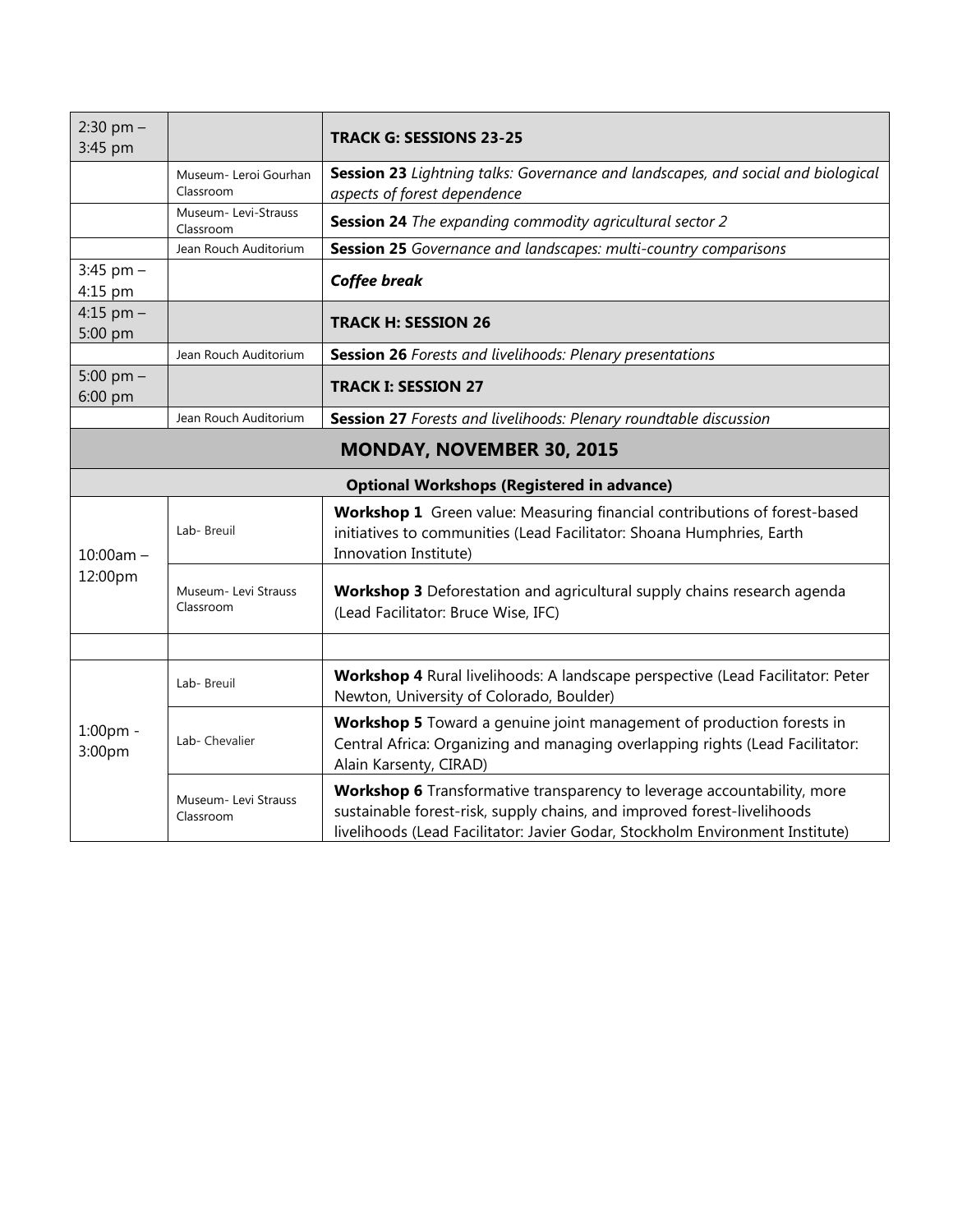| | | |
|---|---|---|
| 2:30 pm – 3:45 pm | | **TRACK G: SESSIONS 23-25** |
| | Museum- Leroi Gourhan Classroom | **Session 23** *Lightning talks: Governance and landscapes, and social and biological aspects of forest dependence* |
| | Museum- Levi-Strauss Classroom | **Session 24** *The expanding commodity agricultural sector 2* |
| | Jean Rouch Auditorium | **Session 25** *Governance and landscapes: multi-country comparisons* |
| 3:45 pm – 4:15 pm | | ***Coffee break*** |
| 4:15 pm – 5:00 pm | | **TRACK H: SESSION 26** |
| | Jean Rouch Auditorium | **Session 26** *Forests and livelihoods: Plenary presentations* |
| 5:00 pm – 6:00 pm | | **TRACK I: SESSION 27** |
| | Jean Rouch Auditorium | **Session 27** *Forests and livelihoods: Plenary roundtable discussion* |

## MONDAY, NOVEMBER 30, 2015

| | | |
|---|---|---|
| **Optional Workshops (Registered in advance)** | | |
| 10:00am – 12:00pm | Lab- Breuil | **Workshop 1** Green value: Measuring financial contributions of forest-based initiatives to communities (Lead Facilitator: Shoana Humphries, Earth Innovation Institute) |
| | Museum- Levi Strauss Classroom | **Workshop 3** Deforestation and agricultural supply chains research agenda (Lead Facilitator: Bruce Wise, IFC) |
| | | |
| 1:00pm - 3:00pm | Lab- Breuil | **Workshop 4** Rural livelihoods: A landscape perspective (Lead Facilitator: Peter Newton, University of Colorado, Boulder) |
| | Lab- Chevalier | **Workshop 5** Toward a genuine joint management of production forests in Central Africa: Organizing and managing overlapping rights (Lead Facilitator: Alain Karsenty, CIRAD) |
| | Museum- Levi Strauss Classroom | **Workshop 6** Transformative transparency to leverage accountability, more sustainable forest-risk, supply chains, and improved forest-livelihoods livelihoods (Lead Facilitator: Javier Godar, Stockholm Environment Institute) |